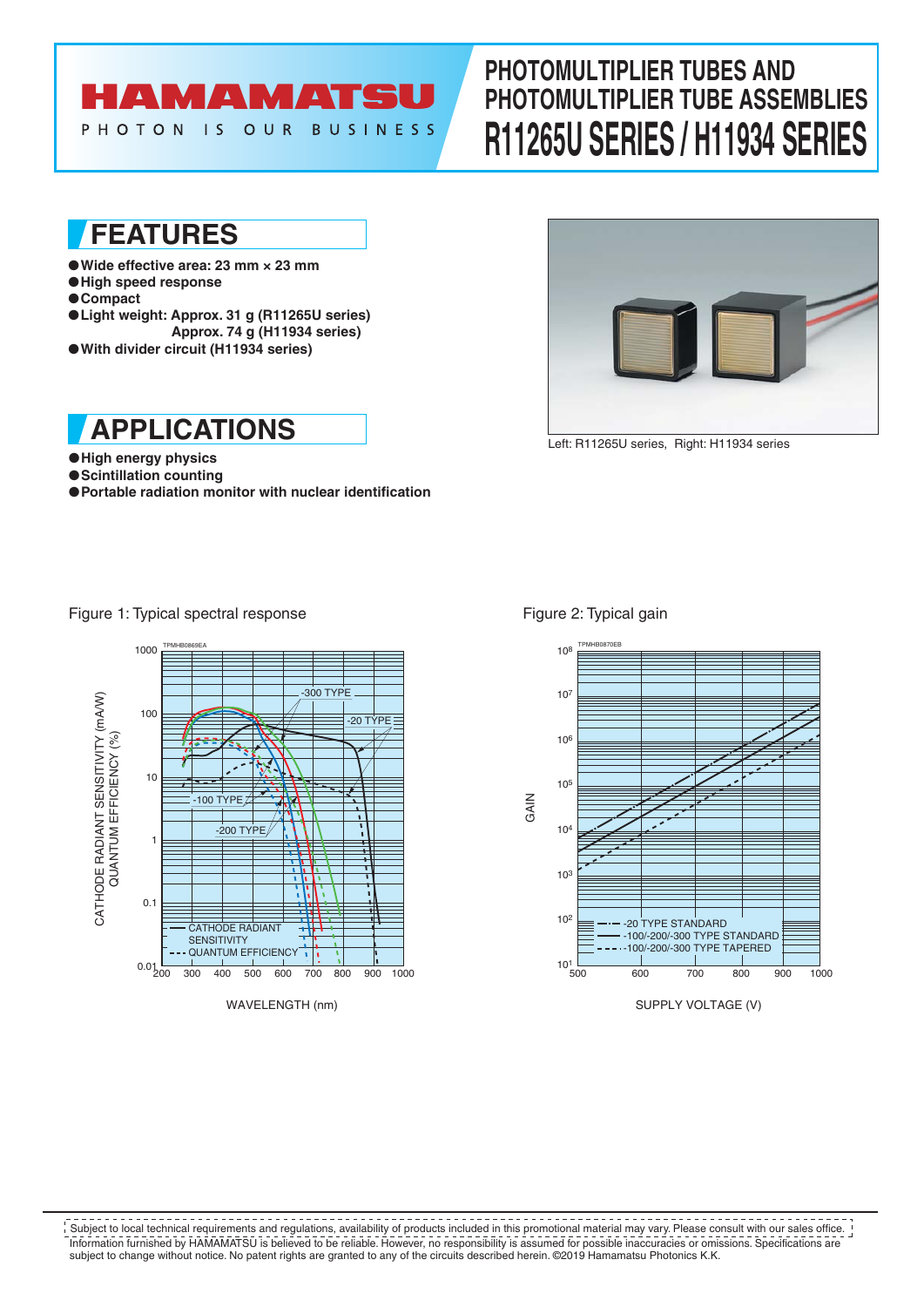# PHOTOMULTIPLIER TUBES AND PHOTOMULTIPLIER TUBE ASSEMBLIES

# R11265U SERIES / H11934 SERIES

## FEATURES

- Wide effective area: 23 mm × 23 mm
- High speed response
- Compact
- Light weight: Approx. 31 g (R11265U series)
  Approx. 74 g (H11934 series)
- With divider circuit (H11934 series)

## APPLICATIONS

- High energy physics
- Scintillation counting
- Portable radiation monitor with nuclear identification

Left: R11265U series, Right: H11934 series

Figure 1: Typical spectral response

Figure 2: Typical gain

Subject to local technical requirements and regulations, availability of products included in this promotional material may vary. Please consult with our sales office. Information furnished by HAMAMATSU is believed to be reliable. However, no responsibility is assumed for possible inaccuracies or omissions. Specifications are subject to change without notice. No patent rights are granted to any of the circuits described herein. ©2019 Hamamatsu Photonics K.K.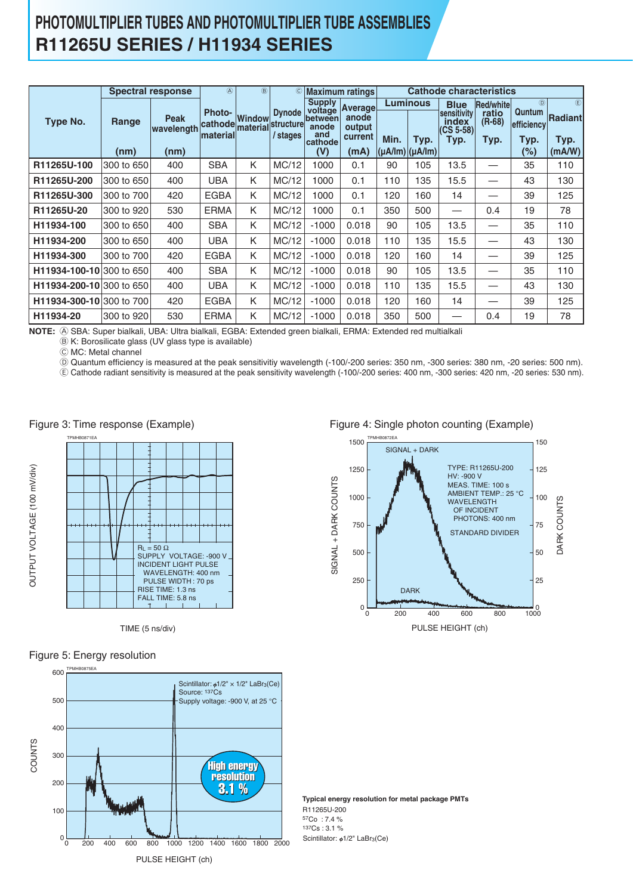# PHOTOMULTIPLIER TUBES AND PHOTOMULTIPLIER TUBE ASSEMBLIES
## R11265U SERIES / H11934 SERIES

| Type No. | Spectral response Range (nm) | Spectral response Peak wavelength (nm) | Ⓐ Photo-cathode material | Ⓑ Window material | Ⓒ Dynode structure / stages | Maximum ratings Supply voltage between anode and cathode (V) | Maximum ratings Average anode output current (mA) | Cathode characteristics Luminous Min. (μA/lm) | Cathode characteristics Luminous Typ. (μA/lm) | Blue sensitivity index (CS 5-58) Typ. | Red/white ratio (R-68) Typ. | Ⓓ Quntum efficiency Typ. (%) | Ⓔ Radiant Typ. (mA/W) |
|---|---|---|---|---|---|---|---|---|---|---|---|---|---|
| R11265U-100 | 300 to 650 | 400 | SBA | K | MC/12 | 1000 | 0.1 | 90 | 105 | 13.5 | — | 35 | 110 |
| R11265U-200 | 300 to 650 | 400 | UBA | K | MC/12 | 1000 | 0.1 | 110 | 135 | 15.5 | — | 43 | 130 |
| R11265U-300 | 300 to 700 | 420 | EGBA | K | MC/12 | 1000 | 0.1 | 120 | 160 | 14 | — | 39 | 125 |
| R11265U-20 | 300 to 920 | 530 | ERMA | K | MC/12 | 1000 | 0.1 | 350 | 500 | — | 0.4 | 19 | 78 |
| H11934-100 | 300 to 650 | 400 | SBA | K | MC/12 | -1000 | 0.018 | 90 | 105 | 13.5 | — | 35 | 110 |
| H11934-200 | 300 to 650 | 400 | UBA | K | MC/12 | -1000 | 0.018 | 110 | 135 | 15.5 | — | 43 | 130 |
| H11934-300 | 300 to 700 | 420 | EGBA | K | MC/12 | -1000 | 0.018 | 120 | 160 | 14 | — | 39 | 125 |
| H11934-100-10 | 300 to 650 | 400 | SBA | K | MC/12 | -1000 | 0.018 | 90 | 105 | 13.5 | — | 35 | 110 |
| H11934-200-10 | 300 to 650 | 400 | UBA | K | MC/12 | -1000 | 0.018 | 110 | 135 | 15.5 | — | 43 | 130 |
| H11934-300-10 | 300 to 700 | 420 | EGBA | K | MC/12 | -1000 | 0.018 | 120 | 160 | 14 | — | 39 | 125 |
| H11934-20 | 300 to 920 | 530 | ERMA | K | MC/12 | -1000 | 0.018 | 350 | 500 | — | 0.4 | 19 | 78 |

**NOTE:** Ⓐ SBA: Super bialkali, UBA: Ultra bialkali, EGBA: Extended green bialkali, ERMA: Extended red multialkali
Ⓑ K: Borosilicate glass (UV glass type is available)
Ⓒ MC: Metal channel
Ⓓ Quantum efficiency is measured at the peak sensitivitiy wavelength (-100/-200 series: 350 nm, -300 series: 380 nm, -20 series: 500 nm).
Ⓔ Cathode radiant sensitivity is measured at the peak sensitivity wavelength (-100/-200 series: 400 nm, -300 series: 420 nm, -20 series: 530 nm).

Figure 3: Time response (Example)

Figure 4: Single photon counting (Example)

Figure 5: Energy resolution

**Typical energy resolution for metal package PMTs**
R11265U-200
$^{57}$Co : 7.4 %
$^{137}$Cs : 3.1 %
Scintillator: ϕ1/2" $LaBr_3$(Ce)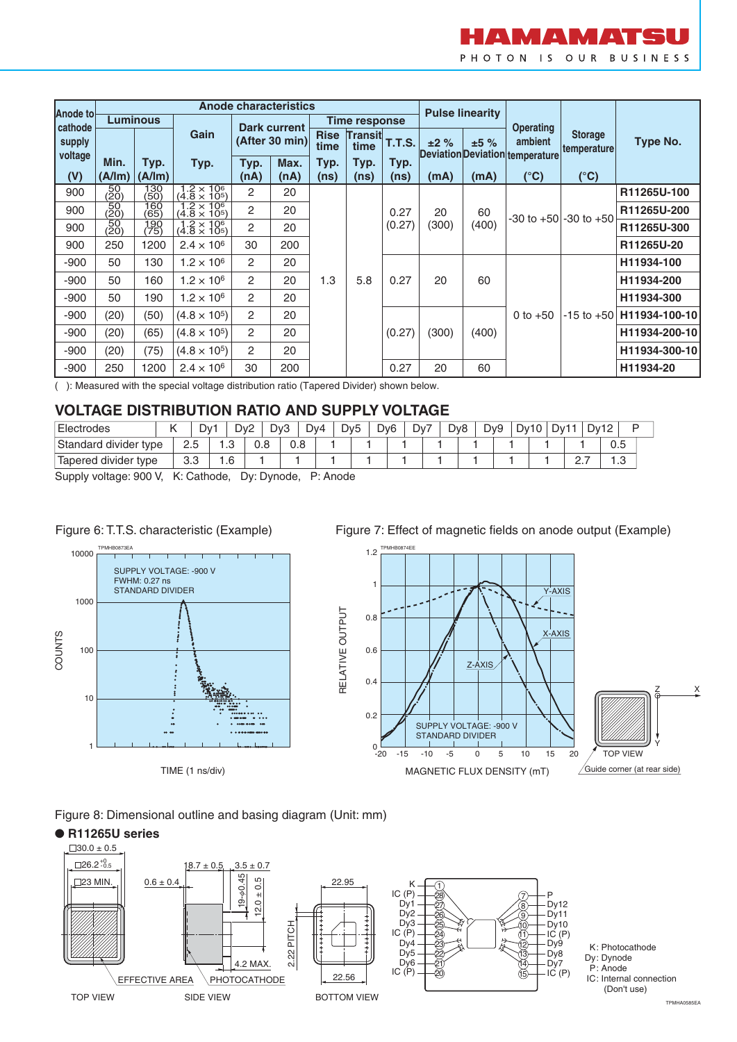| Anode to cathode supply voltage | Anode characteristics | | | | | | | | Pulse linearity | | Operating ambient temperature | Storage temperature | Type No. |
|---|---|---|---|---|---|---|---|---|---|---|---|---|---|
| | Luminous | | Gain | Dark current (After 30 min) | | Time response | | | ±2 % Deviation | ±5 % Deviation | | | |
| | Min. | Typ. | Typ. | Typ. | Max. | Rise time Typ. | Transit time Typ. | T.T.S. Typ. | | | | | |
| (V) | (A/lm) | (A/lm) | | (nA) | (nA) | (ns) | (ns) | (ns) | (mA) | (mA) | (°C) | (°C) | |
| 900 | 50 (20) | 130 (50) | $1.2 \times 10^6$ ($4.8 \times 10^5$) | 2 | 20 | 1.3 | 5.8 | 0.27 (0.27) | 20 (300) | 60 (400) | -30 to +50 | -30 to +50 | R11265U-100 |
| 900 | 50 (20) | 160 (65) | $1.2 \times 10^6$ ($4.8 \times 10^5$) | 2 | 20 | 1.3 | 5.8 | 0.27 (0.27) | 20 (300) | 60 (400) | -30 to +50 | -30 to +50 | R11265U-200 |
| 900 | 50 (20) | 190 (75) | $1.2 \times 10^6$ ($4.8 \times 10^5$) | 2 | 20 | 1.3 | 5.8 | 0.27 (0.27) | 20 (300) | 60 (400) | -30 to +50 | -30 to +50 | R11265U-300 |
| 900 | 250 | 1200 | $2.4 \times 10^6$ | 30 | 200 | 1.3 | 5.8 | 0.27 (0.27) | 20 (300) | 60 (400) | -30 to +50 | -30 to +50 | R11265U-20 |
| -900 | 50 | 130 | $1.2 \times 10^6$ | 2 | 20 | 1.3 | 5.8 | 0.27 | 20 | 60 | 0 to +50 | -15 to +50 | H11934-100 |
| -900 | 50 | 160 | $1.2 \times 10^6$ | 2 | 20 | 1.3 | 5.8 | 0.27 | 20 | 60 | 0 to +50 | -15 to +50 | H11934-200 |
| -900 | 50 | 190 | $1.2 \times 10^6$ | 2 | 20 | 1.3 | 5.8 | 0.27 | 20 | 60 | 0 to +50 | -15 to +50 | H11934-300 |
| -900 | (20) | (50) | ($4.8 \times 10^5$) | 2 | 20 | 1.3 | 5.8 | (0.27) | (300) | (400) | 0 to +50 | -15 to +50 | H11934-100-10 |
| -900 | (20) | (65) | ($4.8 \times 10^5$) | 2 | 20 | 1.3 | 5.8 | (0.27) | (300) | (400) | 0 to +50 | -15 to +50 | H11934-200-10 |
| -900 | (20) | (75) | ($4.8 \times 10^5$) | 2 | 20 | 1.3 | 5.8 | (0.27) | (300) | (400) | 0 to +50 | -15 to +50 | H11934-300-10 |
| -900 | 250 | 1200 | $2.4 \times 10^6$ | 30 | 200 | 1.3 | 5.8 | 0.27 | 20 | 60 | 0 to +50 | -15 to +50 | H11934-20 |

( ): Measured with the special voltage distribution ratio (Tapered Divider) shown below.

## VOLTAGE DISTRIBUTION RATIO AND SUPPLY VOLTAGE

| Electrodes | K | Dy1 | Dy2 | Dy3 | Dy4 | Dy5 | Dy6 | Dy7 | Dy8 | Dy9 | Dy10 | Dy11 | Dy12 | P |
|---|---|---|---|---|---|---|---|---|---|---|---|---|---|---|
| Standard divider type | 2.5 | 1.3 | 0.8 | 0.8 | 1 | 1 | 1 | 1 | 1 | 1 | 1 | 1 | 0.5 | |
| Tapered divider type | 3.3 | 1.6 | 1 | 1 | 1 | 1 | 1 | 1 | 1 | 1 | 1 | 2.7 | 1.3 | |

Supply voltage: 900 V, K: Cathode, Dy: Dynode, P: Anode

Figure 6: T.T.S. characteristic (Example)

Figure 7: Effect of magnetic fields on anode output (Example)

Figure 8: Dimensional outline and basing diagram (Unit: mm)

● **R11265U series**

K: Photocathode
Dy: Dynode
P: Anode
IC: Internal connection (Don't use)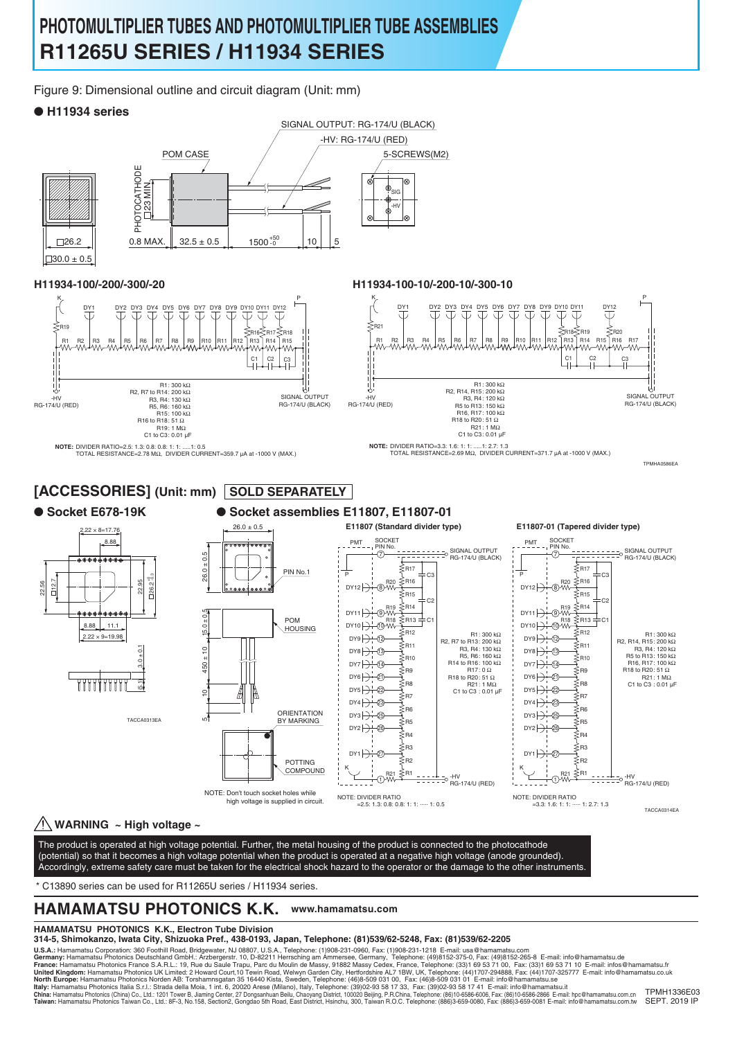# PHOTOMULTIPLIER TUBES AND PHOTOMULTIPLIER TUBE ASSEMBLIES
# R11265U SERIES / H11934 SERIES

Figure 9: Dimensional outline and circuit diagram (Unit: mm)

● **H11934 series**

SIGNAL OUTPUT: RG-174/U (BLACK)
-HV: RG-174/U (RED)
POM CASE
5-SCREWS(M2)
PHOTOCATHODE □23 MIN.
□26.2
□30.0 ± 0.5
0.8 MAX.
32.5 ± 0.5
$1500^{+50}_{-0}$
10
5
SIG
-HV

**H11934-100/-200/-300/-20**

K
P
DY1 DY2 DY3 DY4 DY5 DY6 DY7 DY8 DY9 DY10 DY11 DY12
R1 R2 R3 R4 R5 R6 R7 R8 R9 R10 R11 R12 R13 R14 R15 R16 R17 R18 R19
C1 C2 C3
-HV
RG-174/U (RED)
SIGNAL OUTPUT
RG-174/U (BLACK)

R1: 300 kΩ
R2, R7 to R14: 200 kΩ
R3, R4: 130 kΩ
R5, R6: 160 kΩ
R15: 100 kΩ
R16 to R18: 51 Ω
R19: 1 MΩ
C1 to C3: 0.01 μF

**NOTE:** DIVIDER RATIO=2.5: 1.3: 0.8: 0.8: 1: 1: .....1: 0.5
TOTAL RESISTANCE=2.78 MΩ, DIVIDER CURRENT=359.7 μA at -1000 V (MAX.)

**H11934-100-10/-200-10/-300-10**

K
P
DY1 DY2 DY3 DY4 DY5 DY6 DY7 DY8 DY9 DY10 DY11 DY12
R1 R2 R3 R4 R5 R6 R7 R8 R9 R10 R11 R12 R13 R14 R15 R16 R17 R18 R19 R20 R21
C1 C2 C3
-HV
RG-174/U (RED)
SIGNAL OUTPUT
RG-174/U (BLACK)

R1: 300 kΩ
R2, R14, R15: 200 kΩ
R3, R4: 120 kΩ
R5 to R13: 150 kΩ
R16, R17: 100 kΩ
R18 to R20: 51 Ω
R21: 1 MΩ
C1 to C3: 0.01 μF

**NOTE:** DIVIDER RATIO=3.3: 1.6: 1: 1: .....1: 2.7: 1.3
TOTAL RESISTANCE=2.69 MΩ, DIVIDER CURRENT=371.7 μA at -1000 V (MAX.)

TPMHA0586EA

## [ACCESSORIES] (Unit: mm) SOLD SEPARATELY

● **Socket E678-19K**

2.22 × 8=17.76
8.88
22.56
□12.7
22.95
□26.2 $^{0}_{-0.3}$
8.88
11.1
2.22 × 9=19.98
3.0 ± 0.1
5.1

TACCA0313EA

● **Socket assemblies E11807, E11807-01**

26.0 ± 0.5
26.0 ± 0.5
PIN No.1
15.0 ± 0.5
POM HOUSING
450 ± 10
10
5
ORIENTATION BY MARKING
POTTING COMPOUND

NOTE: Don't touch socket holes while high voltage is supplied in circuit.

**E11807 (Standard divider type)**

PMT
SOCKET PIN No.
SIGNAL OUTPUT RG-174/U (BLACK)
P, DY12 ⑧, DY11 ⑨, DY10 ⑩, DY9 ⑫, DY8 ⑬, DY7 ⑭, DY6 ㉑, DY5 ㉒, DY4 ㉓, DY3 ㉕, DY2 ㉖, DY1 ㉗, K ①, ⑦
R1–R21, C1–C3
-HV RG-174/U (RED)

R1 : 300 kΩ
R2, R7 to R13: 200 kΩ
R3, R4: 130 kΩ
R5, R6: 160 kΩ
R14 to R16: 100 kΩ
R17: 0 Ω
R18 to R20: 51 Ω
R21: 1 MΩ
C1 to C3 : 0.01 μF

NOTE: DIVIDER RATIO =2.5: 1.3: 0.8: 0.8: 1: 1: ····· 1: 0.5

**E11807-01 (Tapered divider type)**

PMT
SOCKET PIN No.
SIGNAL OUTPUT RG-174/U (BLACK)
-HV RG-174/U (RED)

R1 : 300 kΩ
R2, R14, R15: 200 kΩ
R3, R4: 120 kΩ
R5 to R13: 150 kΩ
R16, R17: 100 kΩ
R18 to R20: 51 Ω
R21: 1 MΩ
C1 to C3 : 0.01 μF

NOTE: DIVIDER RATIO =3.3: 1.6: 1: 1: ····· 1: 2.7: 1.3

TACCA0314EA

### ⚠ WARNING ~ High voltage ~

The product is operated at high voltage potential. Further, the metal housing of the product is connected to the photocathode (potential) so that it becomes a high voltage potential when the product is operated at a negative high voltage (anode grounded). Accordingly, extreme safety care must be taken for the electrical shock hazard to the operator or the damage to the other instruments.

\* C13890 series can be used for R11265U series / H11934 series.

## HAMAMATSU PHOTONICS K.K. www.hamamatsu.com

**HAMAMATSU PHOTONICS K.K., Electron Tube Division**
**314-5, Shimokanzo, Iwata City, Shizuoka Pref., 438-0193, Japan, Telephone: (81)539/62-5248, Fax: (81)539/62-2205**

**U.S.A.:** Hamamatsu Corporation: 360 Foothill Road, Bridgewater, NJ 08807, U.S.A., Telephone: (1)908-231-0960, Fax: (1)908-231-1218 E-mail: usa@hamamatsu.com
**Germany:** Hamamatsu Photonics Deutschland GmbH.: Arzbergerstr. 10, D-82211 Herrsching am Ammersee, Germany, Telephone: (49)8152-375-0, Fax: (49)8152-265-8 E-mail: info@hamamatsu.de
**France:** Hamamatsu Photonics France S.A.R.L.: 19, Rue du Saule Trapu, Parc du Moulin de Massy, 91882 Massy Cedex, France, Telephone: (33)1 69 53 71 00, Fax: (33)1 69 53 71 10 E-mail: infos@hamamatsu.fr
**United Kingdom:** Hamamatsu Photonics UK Limited: 2 Howard Court,10 Tewin Road, Welwyn Garden City, Hertfordshire AL7 1BW, UK, Telephone: (44)1707-294888, Fax: (44)1707-325777 E-mail: info@hamamatsu.co.uk
**North Europe:** Hamamatsu Photonics Norden AB: Torshamnsgatan 35 16440 Kista, Sweden, Telephone: (46)8-509 031 00, Fax: (46)8-509 031 01 E-mail: info@hamamatsu.se
**Italy:** Hamamatsu Photonics Italia S.r.l.: Strada della Moia, 1 int. 6, 20020 Arese (Milano), Italy, Telephone: (39)02-93 58 17 33, Fax: (39)02-93 58 17 41 E-mail: info@hamamatsu.it
**China:** Hamamatsu Photonics (China) Co., Ltd.: 1201 Tower B, Jiaming Center, 27 Dongsanhuan Beilu, Chaoyang District, 100020 Beijing, P.R.China, Telephone: (86)10-6586-6006, Fax: (86)10-6586-2866 E-mail: hpc@hamamatsu.com.cn
**Taiwan:** Hamamatsu Photonics Taiwan Co., Ltd.: 8F-3, No.158, Section2, Gongdao 5th Road, East District, Hsinchu, 300, Taiwan R.O.C. Telephone: (886)3-659-0080, Fax: (886)3-659-0081 E-mail: info@hamamatsu.com.tw

TPMH1336E03
SEPT. 2019 IP